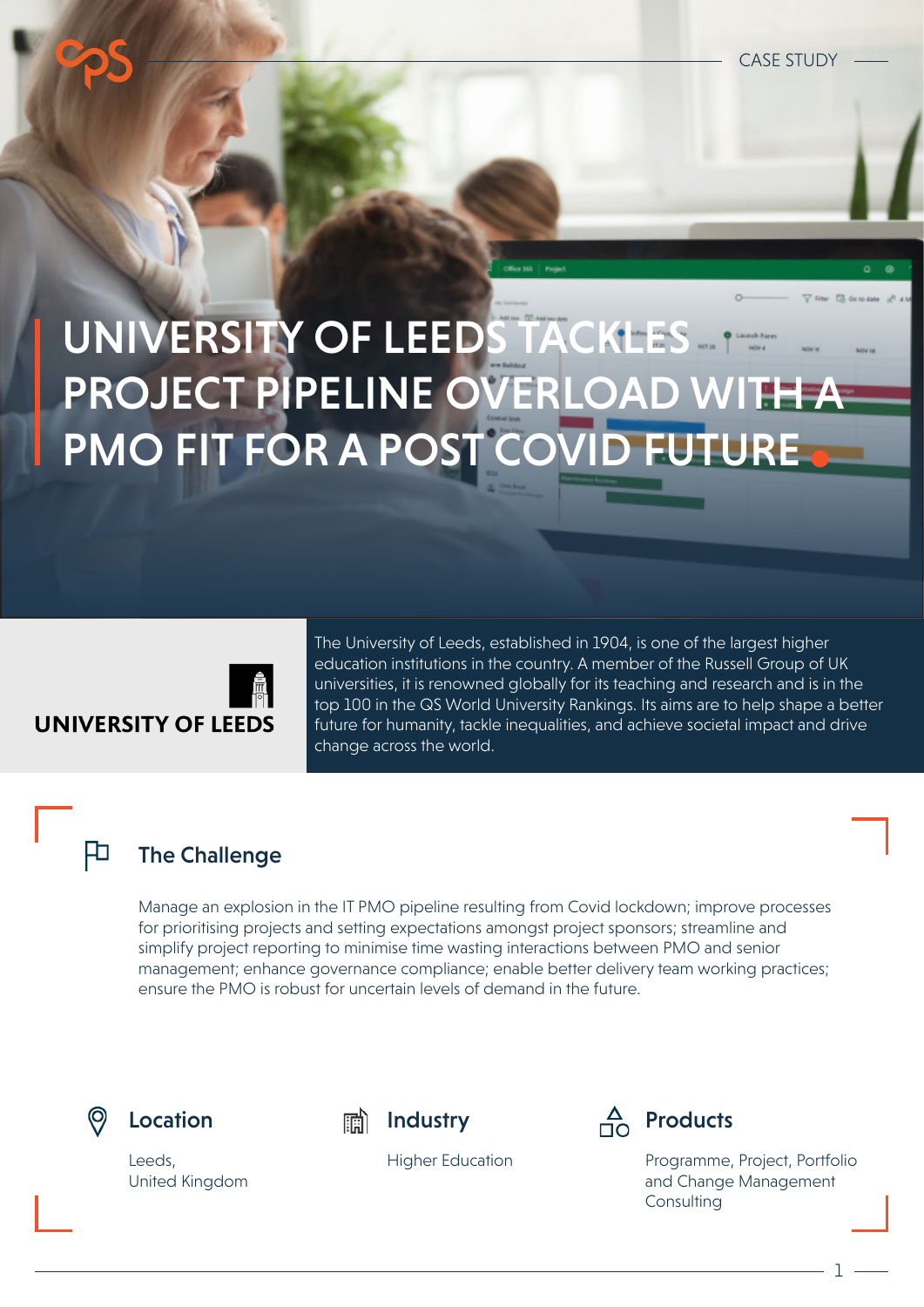CASE STUDY

# UNIVERSITY OF LEEDS TACKLES PROJECT PIPELINE OVERLOAD WITH A PMO FIT FOR A POST COVID FUTURE

UNIVERSITY OF LEEDS

The University of Leeds, established in 1904, is one of the largest higher education institutions in the country. A member of the Russell Group of UK universities, it is renowned globally for its teaching and research and is in the top 100 in the QS World University Rankings. Its aims are to help shape a better future for humanity, tackle inequalities, and achieve societal impact and drive change across the world.

## The Challenge

Manage an explosion in the IT PMO pipeline resulting from Covid lockdown; improve processes for prioritising projects and setting expectations amongst project sponsors; streamline and simplify project reporting to minimise time wasting interactions between PMO and senior management; enhance governance compliance; enable better delivery team working practices; ensure the PMO is robust for uncertain levels of demand in the future.

### Location

Leeds,
United Kingdom

### Industry

Higher Education

### Products

Programme, Project, Portfolio and Change Management Consulting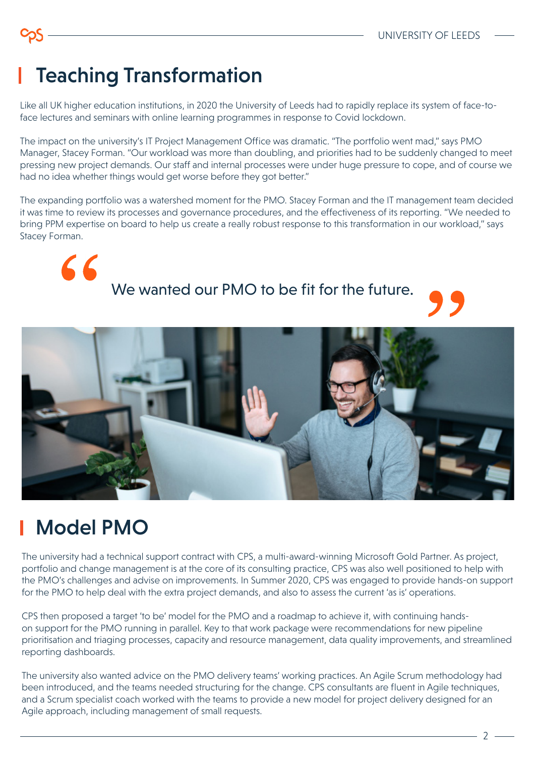## Teaching Transformation

Like all UK higher education institutions, in 2020 the University of Leeds had to rapidly replace its system of face-to-face lectures and seminars with online learning programmes in response to Covid lockdown.

The impact on the university's IT Project Management Office was dramatic. "The portfolio went mad," says PMO Manager, Stacey Forman. "Our workload was more than doubling, and priorities had to be suddenly changed to meet pressing new project demands. Our staff and internal processes were under huge pressure to cope, and of course we had no idea whether things would get worse before they got better."

The expanding portfolio was a watershed moment for the PMO. Stacey Forman and the IT management team decided it was time to review its processes and governance procedures, and the effectiveness of its reporting. "We needed to bring PPM expertise on board to help us create a really robust response to this transformation in our workload," says Stacey Forman.

> "We wanted our PMO to be fit for the future."

## Model PMO

The university had a technical support contract with CPS, a multi-award-winning Microsoft Gold Partner. As project, portfolio and change management is at the core of its consulting practice, CPS was also well positioned to help with the PMO's challenges and advise on improvements. In Summer 2020, CPS was engaged to provide hands-on support for the PMO to help deal with the extra project demands, and also to assess the current 'as is' operations.

CPS then proposed a target 'to be' model for the PMO and a roadmap to achieve it, with continuing hands-on support for the PMO running in parallel. Key to that work package were recommendations for new pipeline prioritisation and triaging processes, capacity and resource management, data quality improvements, and streamlined reporting dashboards.

The university also wanted advice on the PMO delivery teams' working practices. An Agile Scrum methodology had been introduced, and the teams needed structuring for the change. CPS consultants are fluent in Agile techniques, and a Scrum specialist coach worked with the teams to provide a new model for project delivery designed for an Agile approach, including management of small requests.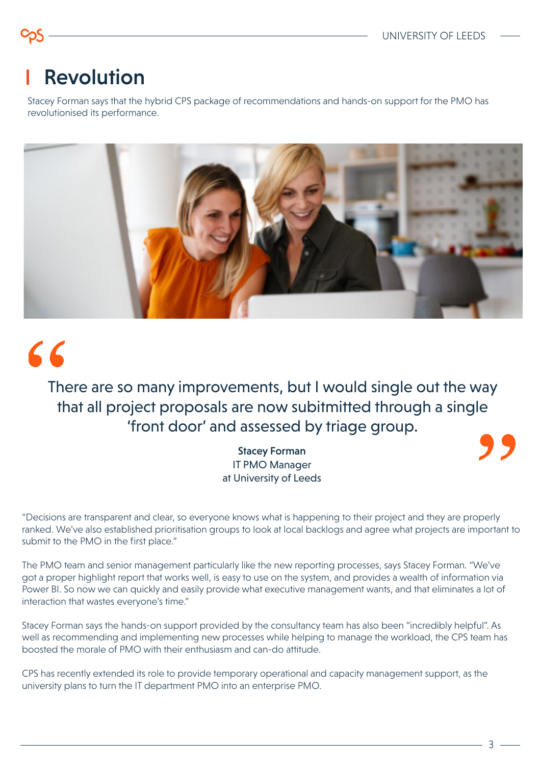# Revolution

Stacey Forman says that the hybrid CPS package of recommendations and hands-on support for the PMO has revolutionised its performance.

> There are so many improvements, but I would single out the way that all project proposals are now subitmitted through a single 'front door' and assessed by triage group.
>
> **Stacey Forman**
> IT PMO Manager
> at University of Leeds

"Decisions are transparent and clear, so everyone knows what is happening to their project and they are properly ranked. We've also established prioritisation groups to look at local backlogs and agree what projects are important to submit to the PMO in the first place."

The PMO team and senior management particularly like the new reporting processes, says Stacey Forman. "We've got a proper highlight report that works well, is easy to use on the system, and provides a wealth of information via Power BI. So now we can quickly and easily provide what executive management wants, and that eliminates a lot of interaction that wastes everyone's time."

Stacey Forman says the hands-on support provided by the consultancy team has also been "incredibly helpful". As well as recommending and implementing new processes while helping to manage the workload, the CPS team has boosted the morale of PMO with their enthusiasm and can-do attitude.

CPS has recently extended its role to provide temporary operational and capacity management support, as the university plans to turn the IT department PMO into an enterprise PMO.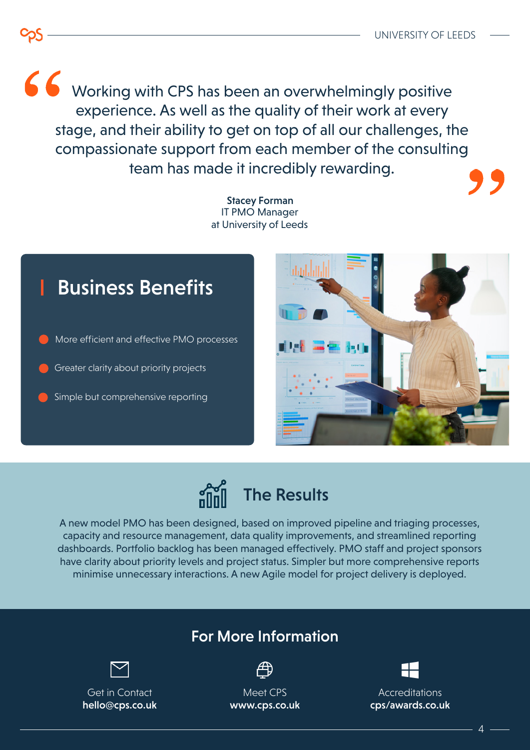> Working with CPS has been an overwhelmingly positive experience. As well as the quality of their work at every stage, and their ability to get on top of all our challenges, the compassionate support from each member of the consulting team has made it incredibly rewarding.

**Stacey Forman**
IT PMO Manager
at University of Leeds

## Business Benefits

- More efficient and effective PMO processes
- Greater clarity about priority projects
- Simple but comprehensive reporting

## The Results

A new model PMO has been designed, based on improved pipeline and triaging processes, capacity and resource management, data quality improvements, and streamlined reporting dashboards. Portfolio backlog has been managed effectively. PMO staff and project sponsors have clarity about priority levels and project status. Simpler but more comprehensive reports minimise unnecessary interactions. A new Agile model for project delivery is deployed.

## For More Information

Get in Contact
**hello@cps.co.uk**

Meet CPS
**www.cps.co.uk**

Accreditations
**cps/awards.co.uk**